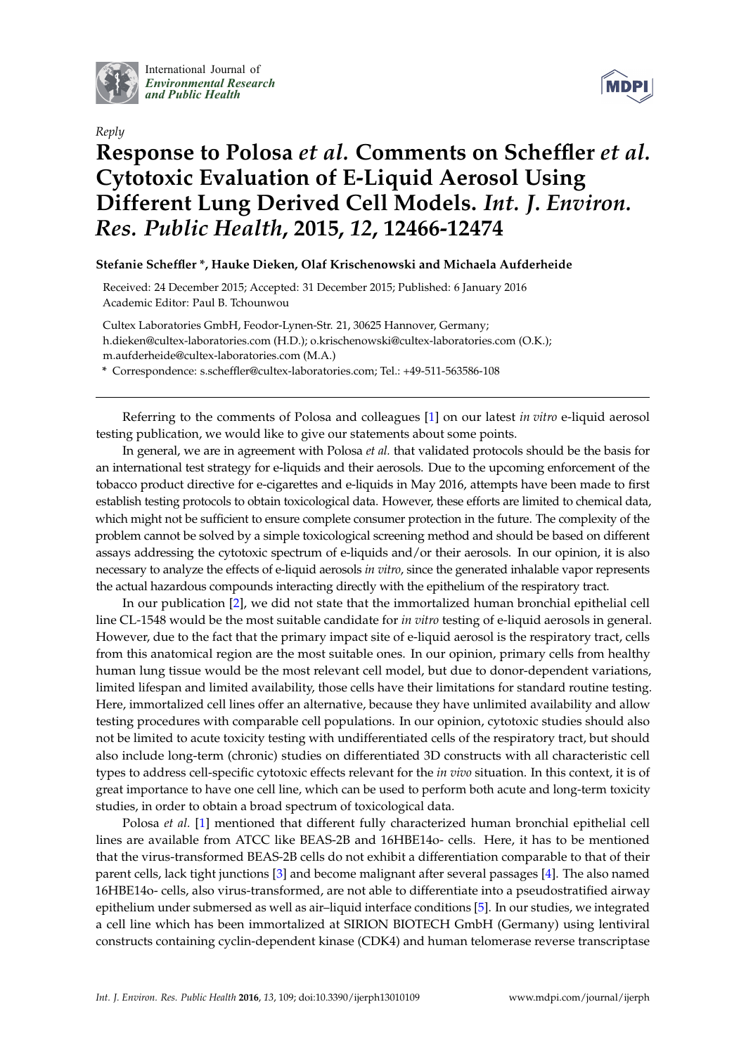International Journal of *Environmental Research and Public Health*

*Reply*

# Response to Polosa *et al.* Comments on Scheffler *et al.* Cytotoxic Evaluation of E-Liquid Aerosol Using Different Lung Derived Cell Models. *Int. J. Environ. Res. Public Health*, 2015, *12*, 12466-12474

**Stefanie Scheffler \*, Hauke Dieken, Olaf Krischenowski and Michaela Aufderheide**

Received: 24 December 2015; Accepted: 31 December 2015; Published: 6 January 2016
Academic Editor: Paul B. Tchounwou

Cultex Laboratories GmbH, Feodor-Lynen-Str. 21, 30625 Hannover, Germany;
h.dieken@cultex-laboratories.com (H.D.); o.krischenowski@cultex-laboratories.com (O.K.);
m.aufderheide@cultex-laboratories.com (M.A.)

**\*** Correspondence: s.scheffler@cultex-laboratories.com; Tel.: +49-511-563586-108

---

Referring to the comments of Polosa and colleagues [1] on our latest *in vitro* e-liquid aerosol testing publication, we would like to give our statements about some points.

In general, we are in agreement with Polosa *et al.* that validated protocols should be the basis for an international test strategy for e-liquids and their aerosols. Due to the upcoming enforcement of the tobacco product directive for e-cigarettes and e-liquids in May 2016, attempts have been made to first establish testing protocols to obtain toxicological data. However, these efforts are limited to chemical data, which might not be sufficient to ensure complete consumer protection in the future. The complexity of the problem cannot be solved by a simple toxicological screening method and should be based on different assays addressing the cytotoxic spectrum of e-liquids and/or their aerosols. In our opinion, it is also necessary to analyze the effects of e-liquid aerosols *in vitro*, since the generated inhalable vapor represents the actual hazardous compounds interacting directly with the epithelium of the respiratory tract.

In our publication [2], we did not state that the immortalized human bronchial epithelial cell line CL-1548 would be the most suitable candidate for *in vitro* testing of e-liquid aerosols in general. However, due to the fact that the primary impact site of e-liquid aerosol is the respiratory tract, cells from this anatomical region are the most suitable ones. In our opinion, primary cells from healthy human lung tissue would be the most relevant cell model, but due to donor-dependent variations, limited lifespan and limited availability, those cells have their limitations for standard routine testing. Here, immortalized cell lines offer an alternative, because they have unlimited availability and allow testing procedures with comparable cell populations. In our opinion, cytotoxic studies should also not be limited to acute toxicity testing with undifferentiated cells of the respiratory tract, but should also include long-term (chronic) studies on differentiated 3D constructs with all characteristic cell types to address cell-specific cytotoxic effects relevant for the *in vivo* situation. In this context, it is of great importance to have one cell line, which can be used to perform both acute and long-term toxicity studies, in order to obtain a broad spectrum of toxicological data.

Polosa *et al.* [1] mentioned that different fully characterized human bronchial epithelial cell lines are available from ATCC like BEAS-2B and 16HBE14o- cells. Here, it has to be mentioned that the virus-transformed BEAS-2B cells do not exhibit a differentiation comparable to that of their parent cells, lack tight junctions [3] and become malignant after several passages [4]. The also named 16HBE14o- cells, also virus-transformed, are not able to differentiate into a pseudostratified airway epithelium under submersed as well as air–liquid interface conditions [5]. In our studies, we integrated a cell line which has been immortalized at SIRION BIOTECH GmbH (Germany) using lentiviral constructs containing cyclin-dependent kinase (CDK4) and human telomerase reverse transcriptase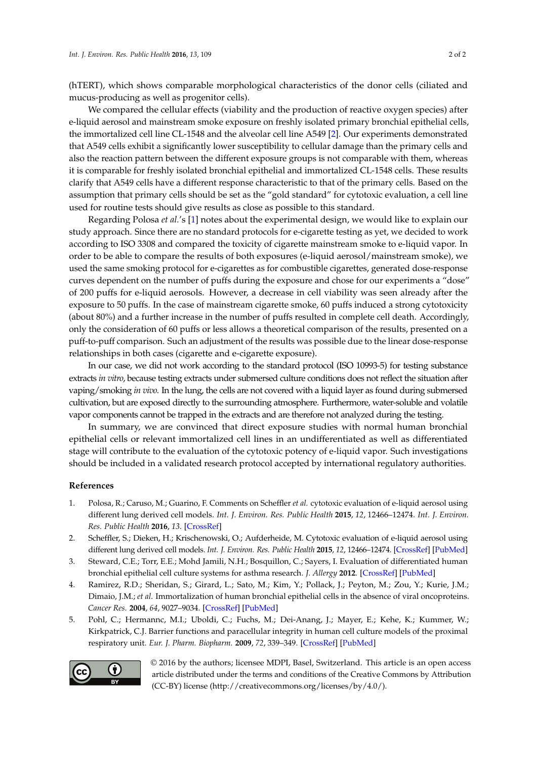(hTERT), which shows comparable morphological characteristics of the donor cells (ciliated and mucus-producing as well as progenitor cells).

We compared the cellular effects (viability and the production of reactive oxygen species) after e-liquid aerosol and mainstream smoke exposure on freshly isolated primary bronchial epithelial cells, the immortalized cell line CL-1548 and the alveolar cell line A549 [2]. Our experiments demonstrated that A549 cells exhibit a significantly lower susceptibility to cellular damage than the primary cells and also the reaction pattern between the different exposure groups is not comparable with them, whereas it is comparable for freshly isolated bronchial epithelial and immortalized CL-1548 cells. These results clarify that A549 cells have a different response characteristic to that of the primary cells. Based on the assumption that primary cells should be set as the "gold standard" for cytotoxic evaluation, a cell line used for routine tests should give results as close as possible to this standard.

Regarding Polosa *et al.*'s [1] notes about the experimental design, we would like to explain our study approach. Since there are no standard protocols for e-cigarette testing as yet, we decided to work according to ISO 3308 and compared the toxicity of cigarette mainstream smoke to e-liquid vapor. In order to be able to compare the results of both exposures (e-liquid aerosol/mainstream smoke), we used the same smoking protocol for e-cigarettes as for combustible cigarettes, generated dose-response curves dependent on the number of puffs during the exposure and chose for our experiments a "dose" of 200 puffs for e-liquid aerosols. However, a decrease in cell viability was seen already after the exposure to 50 puffs. In the case of mainstream cigarette smoke, 60 puffs induced a strong cytotoxicity (about 80%) and a further increase in the number of puffs resulted in complete cell death. Accordingly, only the consideration of 60 puffs or less allows a theoretical comparison of the results, presented on a puff-to-puff comparison. Such an adjustment of the results was possible due to the linear dose-response relationships in both cases (cigarette and e-cigarette exposure).

In our case, we did not work according to the standard protocol (ISO 10993-5) for testing substance extracts *in vitro*, because testing extracts under submersed culture conditions does not reflect the situation after vaping/smoking *in vivo*. In the lung, the cells are not covered with a liquid layer as found during submersed cultivation, but are exposed directly to the surrounding atmosphere. Furthermore, water-soluble and volatile vapor components cannot be trapped in the extracts and are therefore not analyzed during the testing.

In summary, we are convinced that direct exposure studies with normal human bronchial epithelial cells or relevant immortalized cell lines in an undifferentiated as well as differentiated stage will contribute to the evaluation of the cytotoxic potency of e-liquid vapor. Such investigations should be included in a validated research protocol accepted by international regulatory authorities.

## References

1. Polosa, R.; Caruso, M.; Guarino, F. Comments on Scheffler *et al.* cytotoxic evaluation of e-liquid aerosol using different lung derived cell models. *Int. J. Environ. Res. Public Health* **2015**, *12*, 12466–12474. *Int. J. Environ. Res. Public Health* **2016**, *13*. [CrossRef]
2. Scheffler, S.; Dieken, H.; Krischenowski, O.; Aufderheide, M. Cytotoxic evaluation of e-liquid aerosol using different lung derived cell models. *Int. J. Environ. Res. Public Health* **2015**, *12*, 12466–12474. [CrossRef] [PubMed]
3. Steward, C.E.; Torr, E.E.; Mohd Jamili, N.H.; Bosquillon, C.; Sayers, I. Evaluation of differentiated human bronchial epithelial cell culture systems for asthma research. *J. Allergy* **2012**. [CrossRef] [PubMed]
4. Ramirez, R.D.; Sheridan, S.; Girard, L.; Sato, M.; Kim, Y.; Pollack, J.; Peyton, M.; Zou, Y.; Kurie, J.M.; Dimaio, J.M.; *et al.* Immortalization of human bronchial epithelial cells in the absence of viral oncoproteins. *Cancer Res.* **2004**, *64*, 9027–9034. [CrossRef] [PubMed]
5. Pohl, C.; Hermannc, M.I.; Uboldi, C.; Fuchs, M.; Dei-Anang, J.; Mayer, E.; Kehe, K.; Kummer, W.; Kirkpatrick, C.J. Barrier functions and paracellular integrity in human cell culture models of the proximal respiratory unit. *Eur. J. Pharm. Biopharm.* **2009**, *72*, 339–349. [CrossRef] [PubMed]

© 2016 by the authors; licensee MDPI, Basel, Switzerland. This article is an open access article distributed under the terms and conditions of the Creative Commons by Attribution (CC-BY) license (http://creativecommons.org/licenses/by/4.0/).